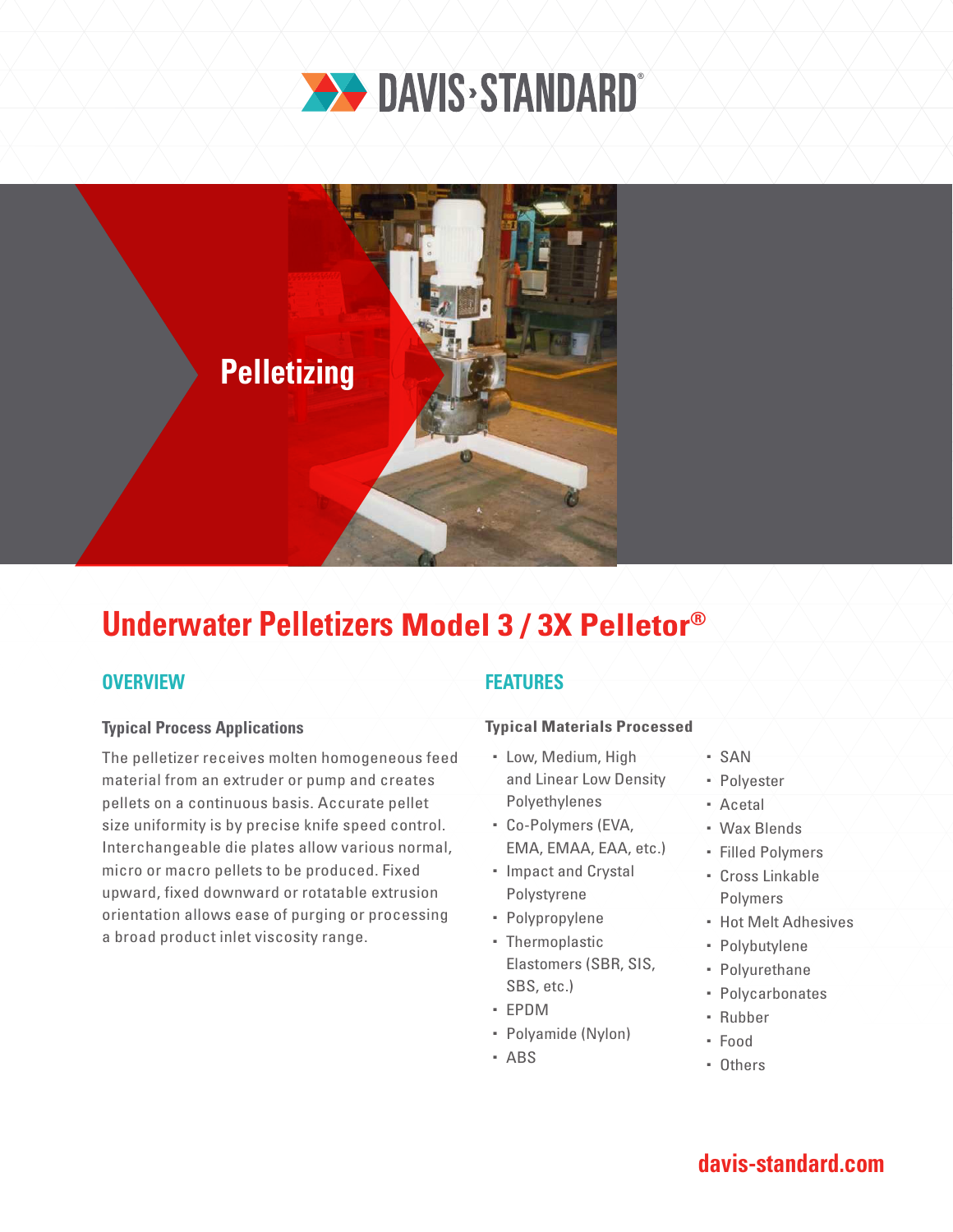DAVIS-STANDARD®

Pelletizing

# Underwater Pelletizers Model 3 / 3X Pelletor®

## OVERVIEW

### Typical Process Applications

The pelletizer receives molten homogeneous feed material from an extruder or pump and creates pellets on a continuous basis. Accurate pellet size uniformity is by precise knife speed control. Interchangeable die plates allow various normal, micro or macro pellets to be produced. Fixed upward, fixed downward or rotatable extrusion orientation allows ease of purging or processing a broad product inlet viscosity range.

## FEATURES

### Typical Materials Processed

- Low, Medium, High and Linear Low Density Polyethylenes
- Co-Polymers (EVA, EMA, EMAA, EAA, etc.)
- Impact and Crystal Polystyrene
- Polypropylene
- Thermoplastic Elastomers (SBR, SIS, SBS, etc.)
- EPDM
- Polyamide (Nylon)
- ABS
- SAN
- Polyester
- Acetal
- Wax Blends
- Filled Polymers
- Cross Linkable Polymers
- Hot Melt Adhesives
- Polybutylene
- Polyurethane
- Polycarbonates
- Rubber
- Food
- Others

davis-standard.com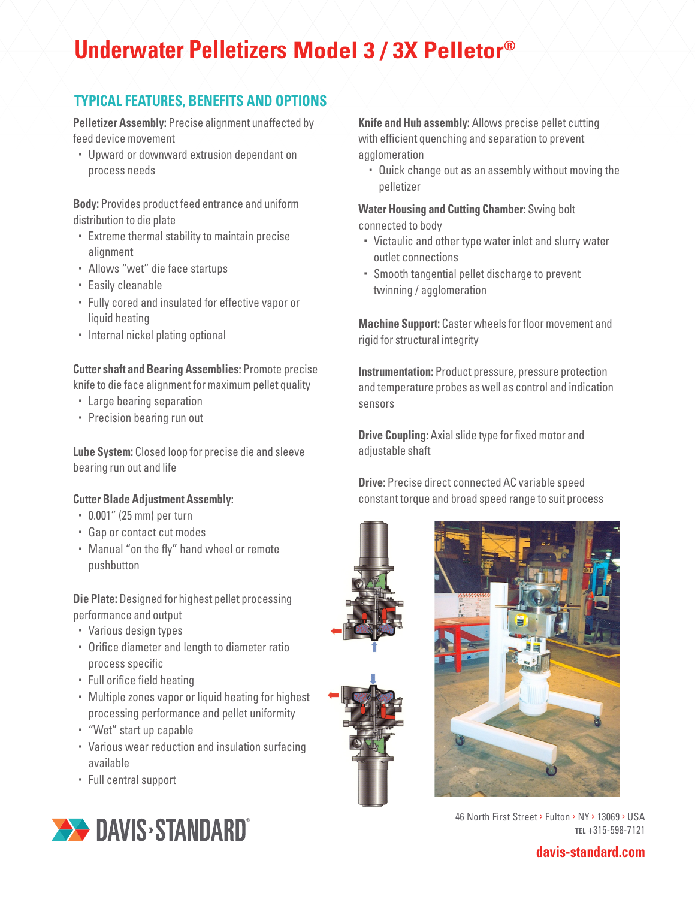# Underwater Pelletizers Model 3 / 3X Pelletor®

## TYPICAL FEATURES, BENEFITS AND OPTIONS

**Pelletizer Assembly:** Precise alignment unaffected by feed device movement

- Upward or downward extrusion dependant on process needs

**Body:** Provides product feed entrance and uniform distribution to die plate

- Extreme thermal stability to maintain precise alignment
- Allows "wet" die face startups
- Easily cleanable
- Fully cored and insulated for effective vapor or liquid heating
- Internal nickel plating optional

**Cutter shaft and Bearing Assemblies:** Promote precise knife to die face alignment for maximum pellet quality

- Large bearing separation
- Precision bearing run out

**Lube System:** Closed loop for precise die and sleeve bearing run out and life

**Cutter Blade Adjustment Assembly:**

- 0.001" (25 mm) per turn
- Gap or contact cut modes
- Manual "on the fly" hand wheel or remote pushbutton

**Die Plate:** Designed for highest pellet processing performance and output

- Various design types
- Orifice diameter and length to diameter ratio process specific
- Full orifice field heating
- Multiple zones vapor or liquid heating for highest processing performance and pellet uniformity
- "Wet" start up capable
- Various wear reduction and insulation surfacing available
- Full central support

**Knife and Hub assembly:** Allows precise pellet cutting with efficient quenching and separation to prevent agglomeration

- Quick change out as an assembly without moving the pelletizer

**Water Housing and Cutting Chamber:** Swing bolt connected to body

- Victaulic and other type water inlet and slurry water outlet connections
- Smooth tangential pellet discharge to prevent twinning / agglomeration

**Machine Support:** Caster wheels for floor movement and rigid for structural integrity

**Instrumentation:** Product pressure, pressure protection and temperature probes as well as control and indication sensors

**Drive Coupling:** Axial slide type for fixed motor and adjustable shaft

**Drive:** Precise direct connected AC variable speed constant torque and broad speed range to suit process

DAVIS·STANDARD®

46 North First Street › Fulton › NY › 13069 › USA
TEL +315-598-7121

davis-standard.com